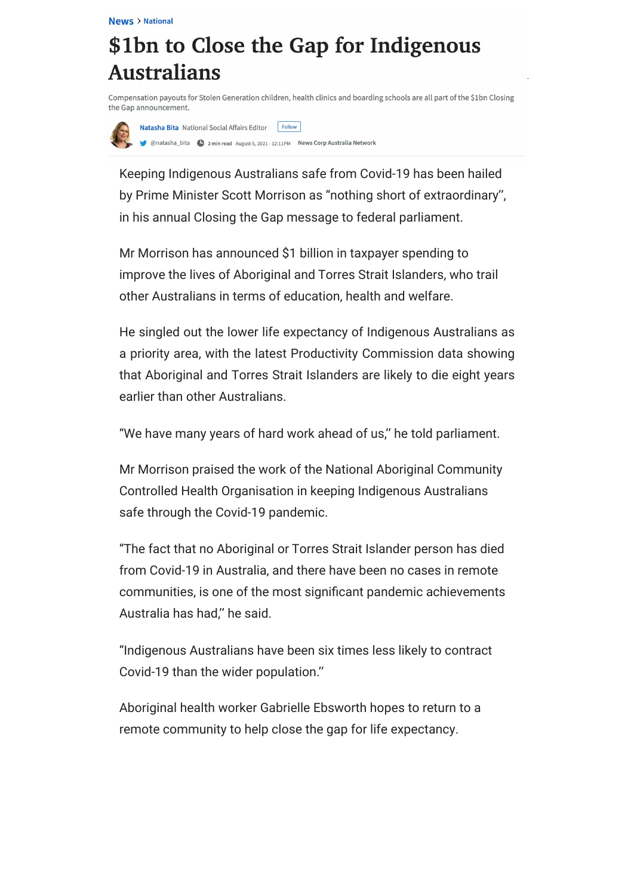News > National

# $1bn to Close the Gap for Indigenous Australians

Compensation payouts for Stolen Generation children, health clinics and boarding schools are all part of the $1bn Closing the Gap announcement.

Natasha Bita National Social Affairs Editor Follow

@natasha_bita 2 min read August 5, 2021 - 12:11PM News Corp Australia Network

Keeping Indigenous Australians safe from Covid-19 has been hailed by Prime Minister Scott Morrison as "nothing short of extraordinary", in his annual Closing the Gap message to federal parliament.

Mr Morrison has announced $1 billion in taxpayer spending to improve the lives of Aboriginal and Torres Strait Islanders, who trail other Australians in terms of education, health and welfare.

He singled out the lower life expectancy of Indigenous Australians as a priority area, with the latest Productivity Commission data showing that Aboriginal and Torres Strait Islanders are likely to die eight years earlier than other Australians.

"We have many years of hard work ahead of us," he told parliament.

Mr Morrison praised the work of the National Aboriginal Community Controlled Health Organisation in keeping Indigenous Australians safe through the Covid-19 pandemic.

"The fact that no Aboriginal or Torres Strait Islander person has died from Covid-19 in Australia, and there have been no cases in remote communities, is one of the most significant pandemic achievements Australia has had," he said.

"Indigenous Australians have been six times less likely to contract Covid-19 than the wider population."

Aboriginal health worker Gabrielle Ebsworth hopes to return to a remote community to help close the gap for life expectancy.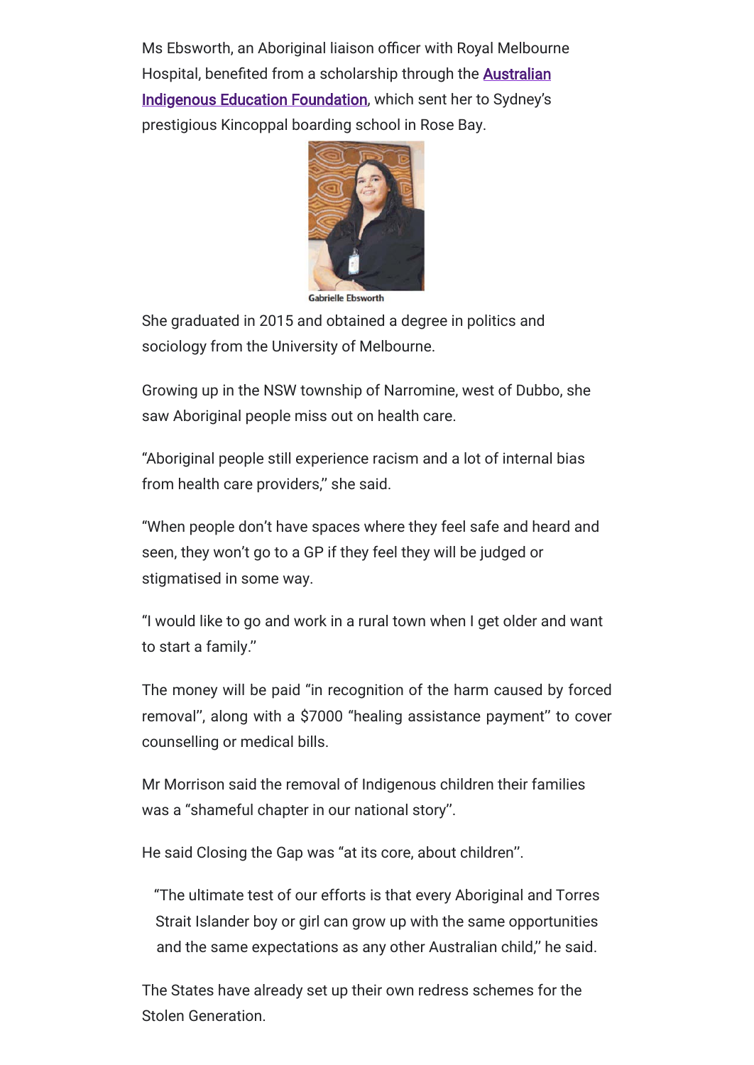Ms Ebsworth, an Aboriginal liaison officer with Royal Melbourne Hospital, benefited from a scholarship through the Australian Indigenous Education Foundation, which sent her to Sydney's prestigious Kincoppal boarding school in Rose Bay.

Gabrielle Ebsworth

She graduated in 2015 and obtained a degree in politics and sociology from the University of Melbourne.

Growing up in the NSW township of Narromine, west of Dubbo, she saw Aboriginal people miss out on health care.

"Aboriginal people still experience racism and a lot of internal bias from health care providers," she said.

"When people don't have spaces where they feel safe and heard and seen, they won't go to a GP if they feel they will be judged or stigmatised in some way.

"I would like to go and work in a rural town when I get older and want to start a family."

The money will be paid "in recognition of the harm caused by forced removal", along with a $7000 "healing assistance payment" to cover counselling or medical bills.

Mr Morrison said the removal of Indigenous children their families was a "shameful chapter in our national story".

He said Closing the Gap was "at its core, about children".

> "The ultimate test of our efforts is that every Aboriginal and Torres Strait Islander boy or girl can grow up with the same opportunities and the same expectations as any other Australian child," he said.

The States have already set up their own redress schemes for the Stolen Generation.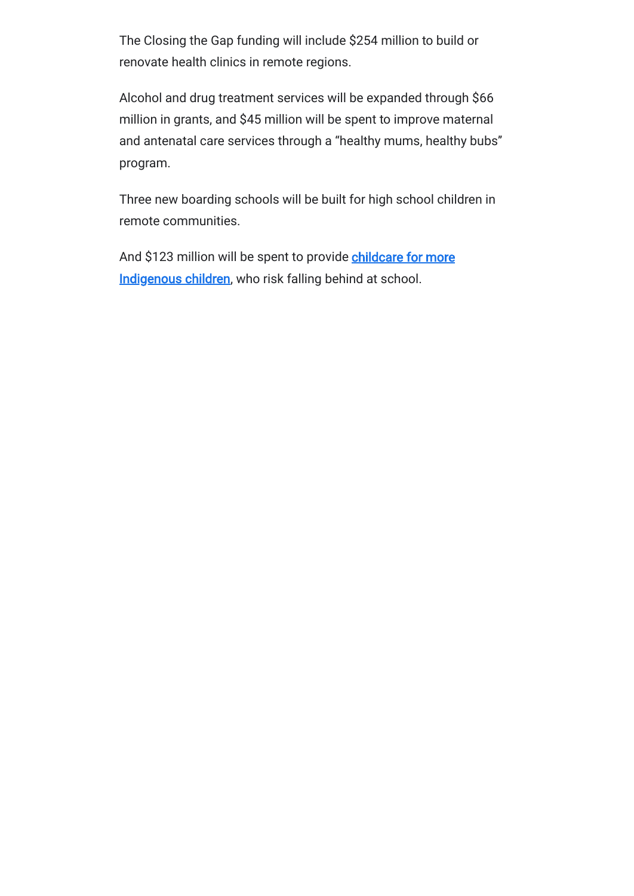The Closing the Gap funding will include $254 million to build or renovate health clinics in remote regions.

Alcohol and drug treatment services will be expanded through $66 million in grants, and $45 million will be spent to improve maternal and antenatal care services through a "healthy mums, healthy bubs" program.

Three new boarding schools will be built for high school children in remote communities.

And $123 million will be spent to provide childcare for more Indigenous children, who risk falling behind at school.